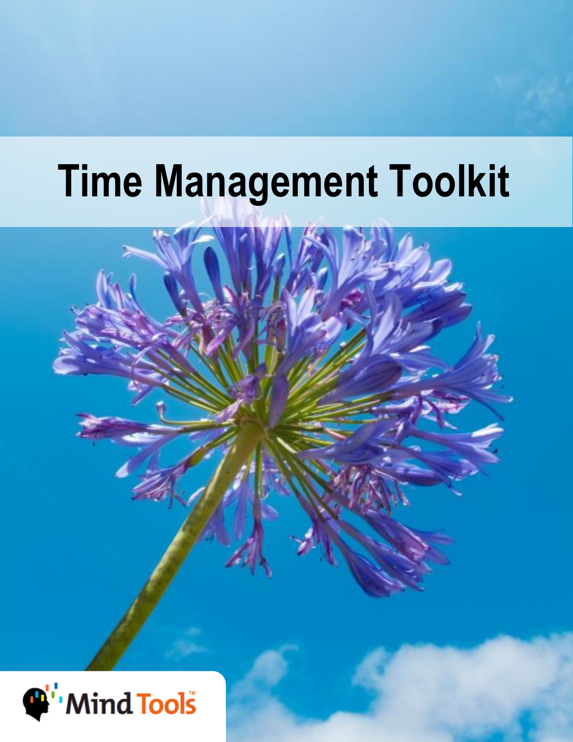# Time Management Toolkit

Mind Tools™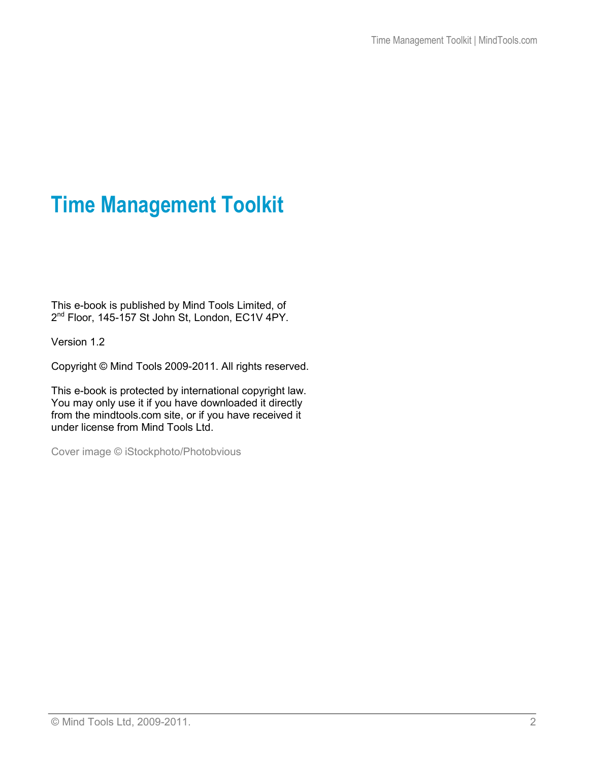# Time Management Toolkit

This e-book is published by Mind Tools Limited, of 2nd Floor, 145-157 St John St, London, EC1V 4PY.

Version 1.2

Copyright © Mind Tools 2009-2011. All rights reserved.

This e-book is protected by international copyright law. You may only use it if you have downloaded it directly from the mindtools.com site, or if you have received it under license from Mind Tools Ltd.

Cover image © iStockphoto/Photobvious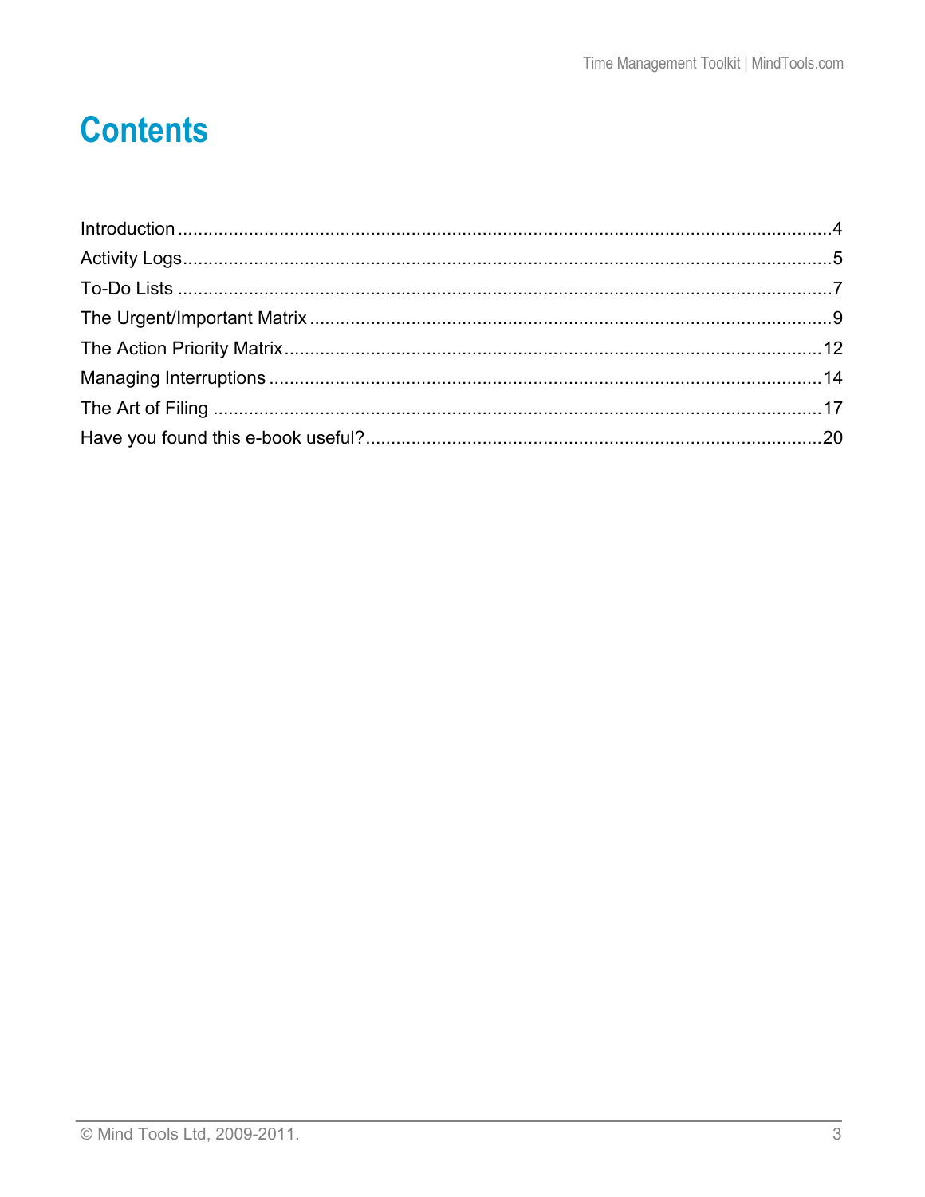# Contents

Introduction ....................................................................................................................4
Activity Logs......................................................................................................................5
To-Do Lists .......................................................................................................................7
The Urgent/Important Matrix ..........................................................................................9
The Action Priority Matrix..............................................................................................12
Managing Interruptions ................................................................................................14
The Art of Filing .............................................................................................................17
Have you found this e-book useful?............................................................................20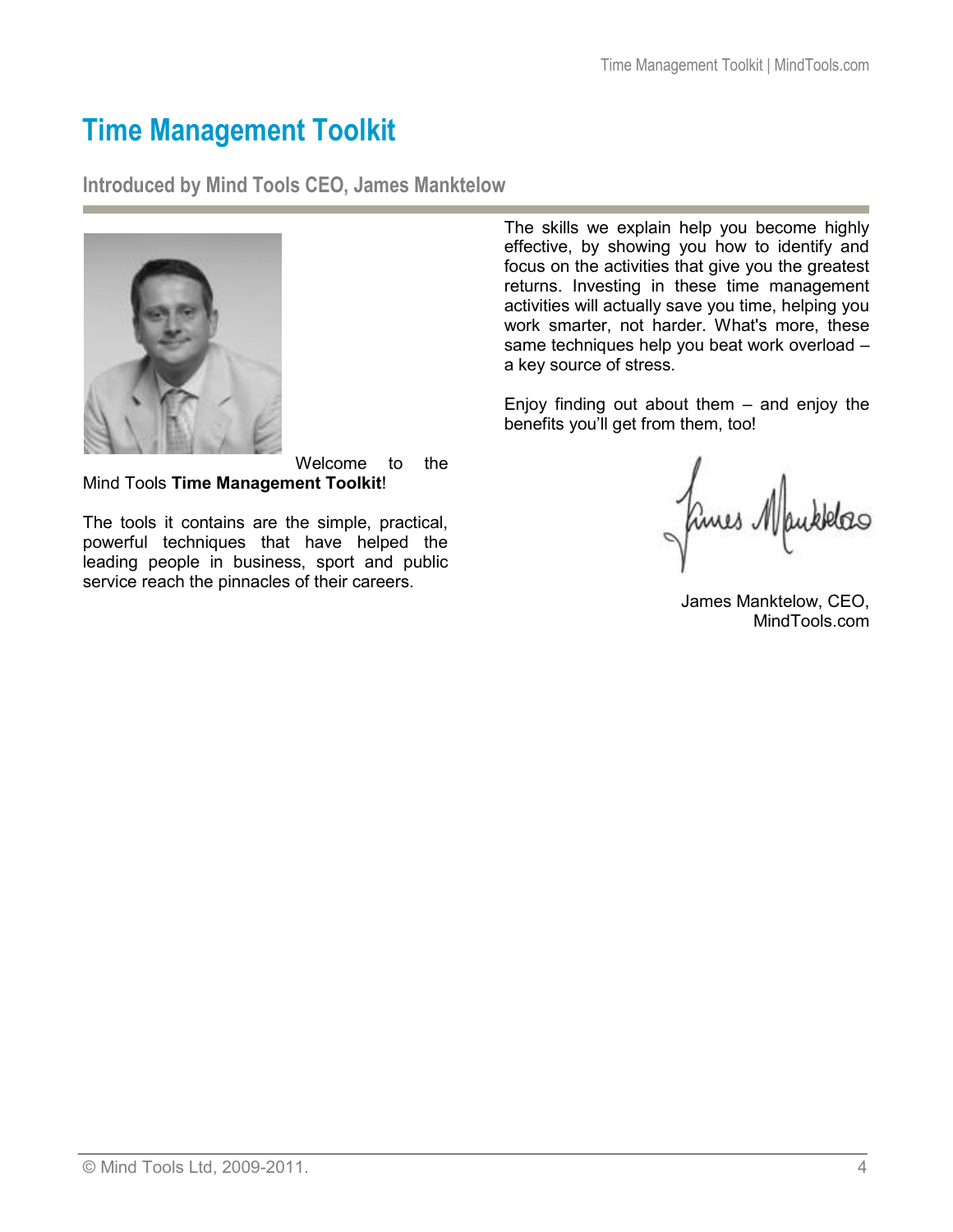# Time Management Toolkit

## Introduced by Mind Tools CEO, James Manktelow

Welcome to the Mind Tools **Time Management Toolkit**!

The tools it contains are the simple, practical, powerful techniques that have helped the leading people in business, sport and public service reach the pinnacles of their careers.

The skills we explain help you become highly effective, by showing you how to identify and focus on the activities that give you the greatest returns. Investing in these time management activities will actually save you time, helping you work smarter, not harder. What's more, these same techniques help you beat work overload – a key source of stress.

Enjoy finding out about them – and enjoy the benefits you'll get from them, too!

James Manktelow, CEO,
MindTools.com

© Mind Tools Ltd, 2009-2011.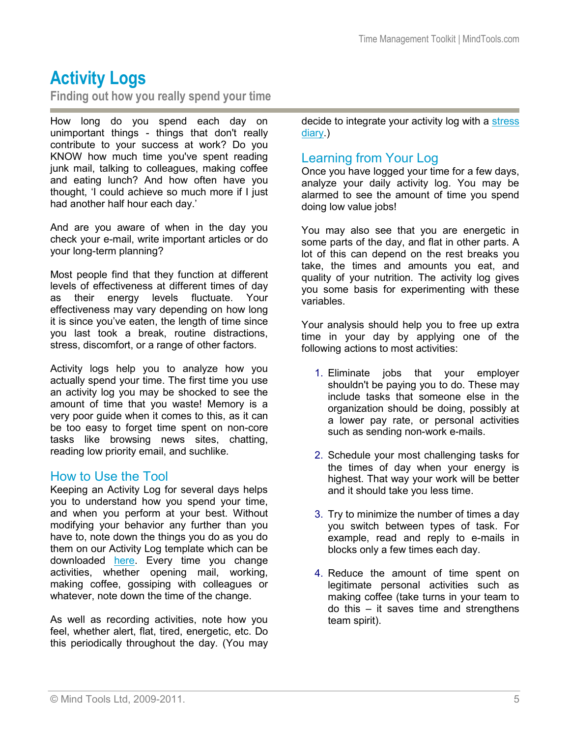# Activity Logs

## Finding out how you really spend your time

How long do you spend each day on unimportant things - things that don't really contribute to your success at work? Do you KNOW how much time you've spent reading junk mail, talking to colleagues, making coffee and eating lunch? And how often have you thought, 'I could achieve so much more if I just had another half hour each day.'

And are you aware of when in the day you check your e-mail, write important articles or do your long-term planning?

Most people find that they function at different levels of effectiveness at different times of day as their energy levels fluctuate. Your effectiveness may vary depending on how long it is since you've eaten, the length of time since you last took a break, routine distractions, stress, discomfort, or a range of other factors.

Activity logs help you to analyze how you actually spend your time. The first time you use an activity log you may be shocked to see the amount of time that you waste! Memory is a very poor guide when it comes to this, as it can be too easy to forget time spent on non-core tasks like browsing news sites, chatting, reading low priority email, and suchlike.

## How to Use the Tool

Keeping an Activity Log for several days helps you to understand how you spend your time, and when you perform at your best. Without modifying your behavior any further than you have to, note down the things you do as you do them on our Activity Log template which can be downloaded here. Every time you change activities, whether opening mail, working, making coffee, gossiping with colleagues or whatever, note down the time of the change.

As well as recording activities, note how you feel, whether alert, flat, tired, energetic, etc. Do this periodically throughout the day. (You may decide to integrate your activity log with a stress diary.)

## Learning from Your Log

Once you have logged your time for a few days, analyze your daily activity log. You may be alarmed to see the amount of time you spend doing low value jobs!

You may also see that you are energetic in some parts of the day, and flat in other parts. A lot of this can depend on the rest breaks you take, the times and amounts you eat, and quality of your nutrition. The activity log gives you some basis for experimenting with these variables.

Your analysis should help you to free up extra time in your day by applying one of the following actions to most activities:

1. Eliminate jobs that your employer shouldn't be paying you to do. These may include tasks that someone else in the organization should be doing, possibly at a lower pay rate, or personal activities such as sending non-work e-mails.

2. Schedule your most challenging tasks for the times of day when your energy is highest. That way your work will be better and it should take you less time.

3. Try to minimize the number of times a day you switch between types of task. For example, read and reply to e-mails in blocks only a few times each day.

4. Reduce the amount of time spent on legitimate personal activities such as making coffee (take turns in your team to do this – it saves time and strengthens team spirit).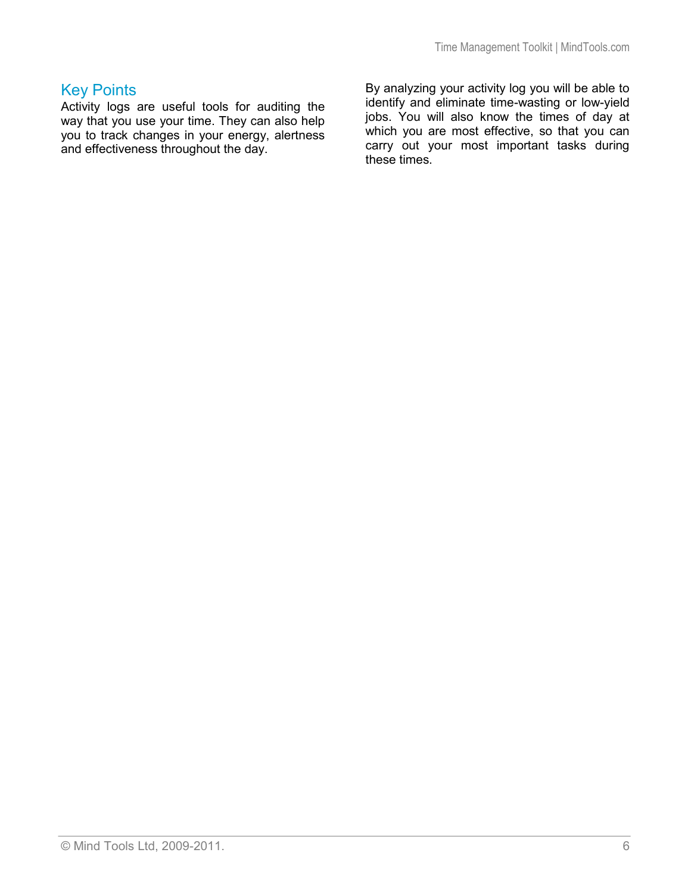## Key Points

Activity logs are useful tools for auditing the way that you use your time. They can also help you to track changes in your energy, alertness and effectiveness throughout the day.

By analyzing your activity log you will be able to identify and eliminate time-wasting or low-yield jobs. You will also know the times of day at which you are most effective, so that you can carry out your most important tasks during these times.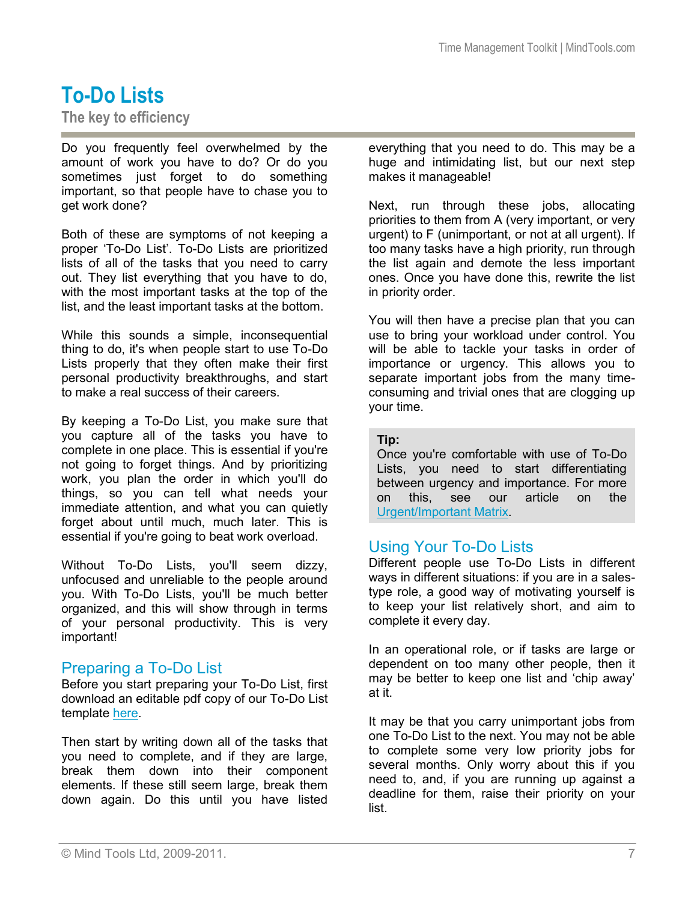# To-Do Lists

## The key to efficiency

Do you frequently feel overwhelmed by the amount of work you have to do? Or do you sometimes just forget to do something important, so that people have to chase you to get work done?

Both of these are symptoms of not keeping a proper 'To-Do List'. To-Do Lists are prioritized lists of all of the tasks that you need to carry out. They list everything that you have to do, with the most important tasks at the top of the list, and the least important tasks at the bottom.

While this sounds a simple, inconsequential thing to do, it's when people start to use To-Do Lists properly that they often make their first personal productivity breakthroughs, and start to make a real success of their careers.

By keeping a To-Do List, you make sure that you capture all of the tasks you have to complete in one place. This is essential if you're not going to forget things. And by prioritizing work, you plan the order in which you'll do things, so you can tell what needs your immediate attention, and what you can quietly forget about until much, much later. This is essential if you're going to beat work overload.

Without To-Do Lists, you'll seem dizzy, unfocused and unreliable to the people around you. With To-Do Lists, you'll be much better organized, and this will show through in terms of your personal productivity. This is very important!

## Preparing a To-Do List

Before you start preparing your To-Do List, first download an editable pdf copy of our To-Do List template here.

Then start by writing down all of the tasks that you need to complete, and if they are large, break them down into their component elements. If these still seem large, break them down again. Do this until you have listed everything that you need to do. This may be a huge and intimidating list, but our next step makes it manageable!

Next, run through these jobs, allocating priorities to them from A (very important, or very urgent) to F (unimportant, or not at all urgent). If too many tasks have a high priority, run through the list again and demote the less important ones. Once you have done this, rewrite the list in priority order.

You will then have a precise plan that you can use to bring your workload under control. You will be able to tackle your tasks in order of importance or urgency. This allows you to separate important jobs from the many time-consuming and trivial ones that are clogging up your time.

> **Tip:**
> Once you're comfortable with use of To-Do Lists, you need to start differentiating between urgency and importance. For more on this, see our article on the Urgent/Important Matrix.

## Using Your To-Do Lists

Different people use To-Do Lists in different ways in different situations: if you are in a sales-type role, a good way of motivating yourself is to keep your list relatively short, and aim to complete it every day.

In an operational role, or if tasks are large or dependent on too many other people, then it may be better to keep one list and 'chip away' at it.

It may be that you carry unimportant jobs from one To-Do List to the next. You may not be able to complete some very low priority jobs for several months. Only worry about this if you need to, and, if you are running up against a deadline for them, raise their priority on your list.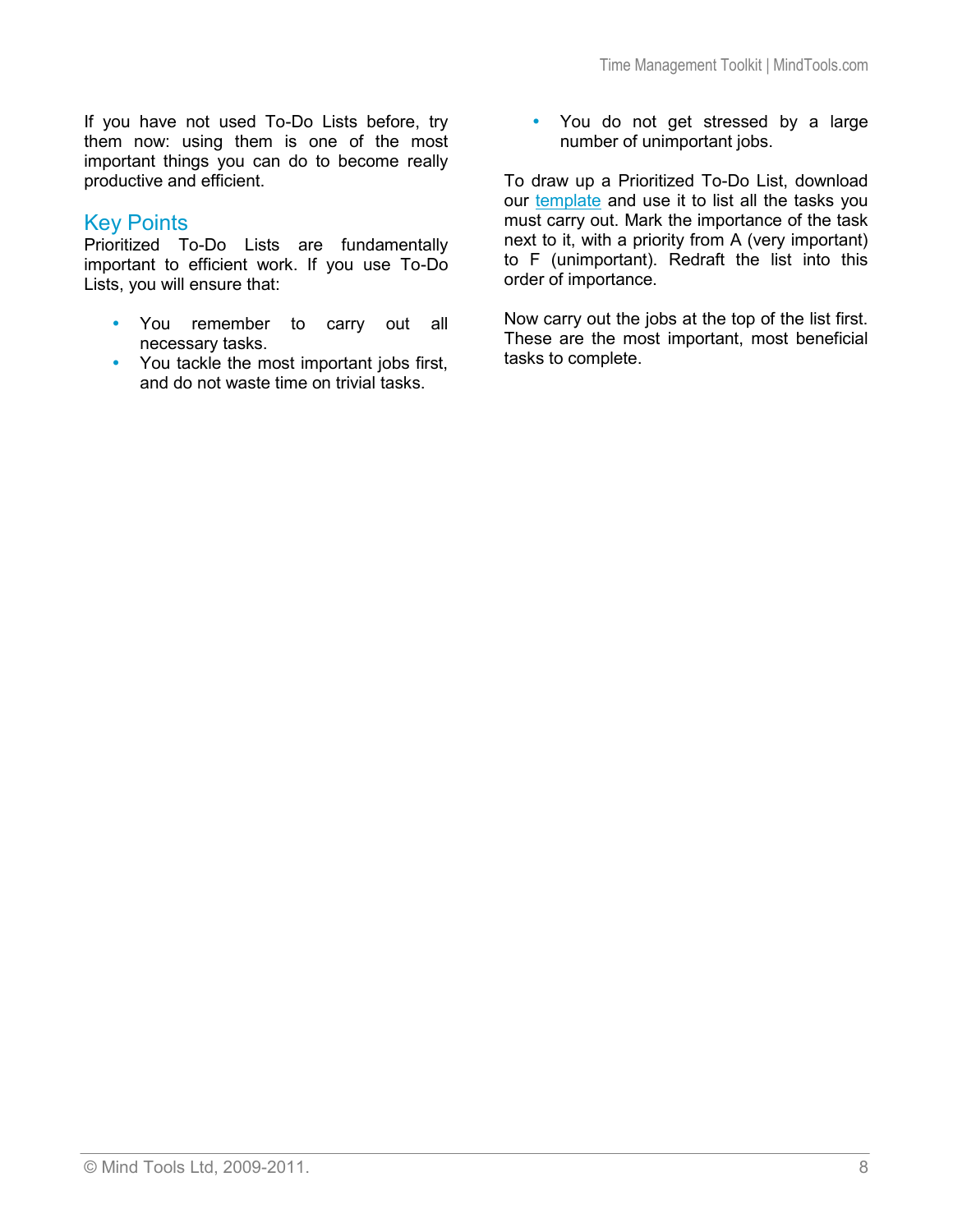If you have not used To-Do Lists before, try them now: using them is one of the most important things you can do to become really productive and efficient.

## Key Points

Prioritized To-Do Lists are fundamentally important to efficient work. If you use To-Do Lists, you will ensure that:

- You remember to carry out all necessary tasks.
- You tackle the most important jobs first, and do not waste time on trivial tasks.
- You do not get stressed by a large number of unimportant jobs.

To draw up a Prioritized To-Do List, download our template and use it to list all the tasks you must carry out. Mark the importance of the task next to it, with a priority from A (very important) to F (unimportant). Redraft the list into this order of importance.

Now carry out the jobs at the top of the list first. These are the most important, most beneficial tasks to complete.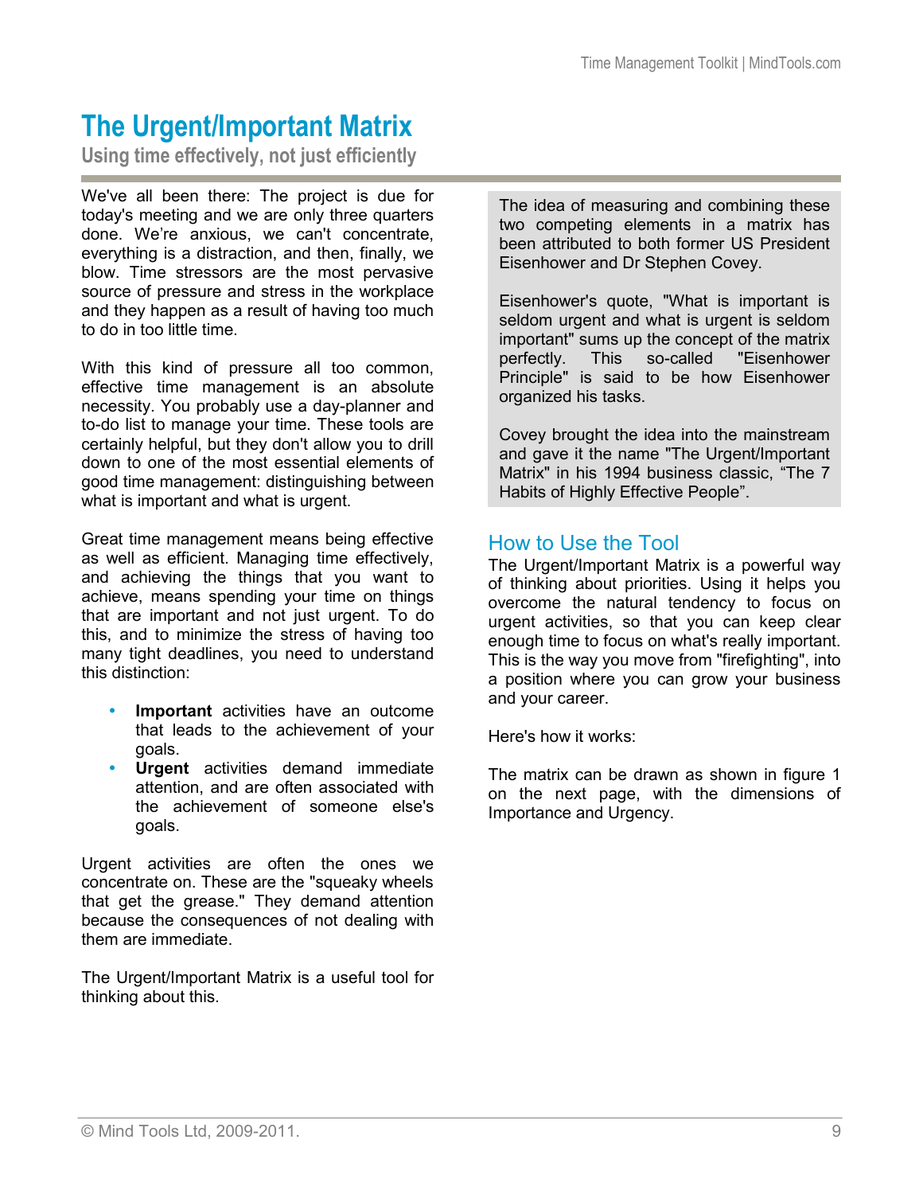# The Urgent/Important Matrix

## Using time effectively, not just efficiently

We've all been there: The project is due for today's meeting and we are only three quarters done. We're anxious, we can't concentrate, everything is a distraction, and then, finally, we blow. Time stressors are the most pervasive source of pressure and stress in the workplace and they happen as a result of having too much to do in too little time.

With this kind of pressure all too common, effective time management is an absolute necessity. You probably use a day-planner and to-do list to manage your time. These tools are certainly helpful, but they don't allow you to drill down to one of the most essential elements of good time management: distinguishing between what is important and what is urgent.

Great time management means being effective as well as efficient. Managing time effectively, and achieving the things that you want to achieve, means spending your time on things that are important and not just urgent. To do this, and to minimize the stress of having too many tight deadlines, you need to understand this distinction:

- **Important** activities have an outcome that leads to the achievement of your goals.
- **Urgent** activities demand immediate attention, and are often associated with the achievement of someone else's goals.

Urgent activities are often the ones we concentrate on. These are the "squeaky wheels that get the grease." They demand attention because the consequences of not dealing with them are immediate.

The Urgent/Important Matrix is a useful tool for thinking about this.

> The idea of measuring and combining these two competing elements in a matrix has been attributed to both former US President Eisenhower and Dr Stephen Covey.
>
> Eisenhower's quote, "What is important is seldom urgent and what is urgent is seldom important" sums up the concept of the matrix perfectly. This so-called "Eisenhower Principle" is said to be how Eisenhower organized his tasks.
>
> Covey brought the idea into the mainstream and gave it the name "The Urgent/Important Matrix" in his 1994 business classic, "The 7 Habits of Highly Effective People".

### How to Use the Tool

The Urgent/Important Matrix is a powerful way of thinking about priorities. Using it helps you overcome the natural tendency to focus on urgent activities, so that you can keep clear enough time to focus on what's really important. This is the way you move from "firefighting", into a position where you can grow your business and your career.

Here's how it works:

The matrix can be drawn as shown in figure 1 on the next page, with the dimensions of Importance and Urgency.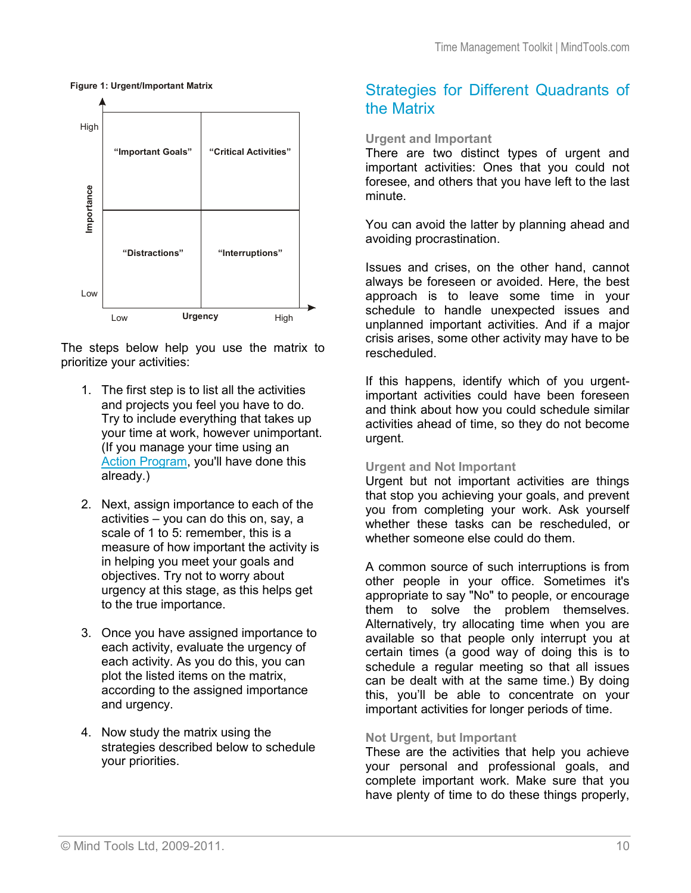**Figure 1: Urgent/Important Matrix**

| Importance \ Urgency | Low | High |
|---|---|---|
| High | "Important Goals" | "Critical Activities" |
| Low | "Distractions" | "Interruptions" |

The steps below help you use the matrix to prioritize your activities:

1. The first step is to list all the activities and projects you feel you have to do. Try to include everything that takes up your time at work, however unimportant. (If you manage your time using an Action Program, you'll have done this already.)

2. Next, assign importance to each of the activities – you can do this on, say, a scale of 1 to 5: remember, this is a measure of how important the activity is in helping you meet your goals and objectives. Try not to worry about urgency at this stage, as this helps get to the true importance.

3. Once you have assigned importance to each activity, evaluate the urgency of each activity. As you do this, you can plot the listed items on the matrix, according to the assigned importance and urgency.

4. Now study the matrix using the strategies described below to schedule your priorities.

## Strategies for Different Quadrants of the Matrix

### Urgent and Important

There are two distinct types of urgent and important activities: Ones that you could not foresee, and others that you have left to the last minute.

You can avoid the latter by planning ahead and avoiding procrastination.

Issues and crises, on the other hand, cannot always be foreseen or avoided. Here, the best approach is to leave some time in your schedule to handle unexpected issues and unplanned important activities. And if a major crisis arises, some other activity may have to be rescheduled.

If this happens, identify which of you urgent-important activities could have been foreseen and think about how you could schedule similar activities ahead of time, so they do not become urgent.

### Urgent and Not Important

Urgent but not important activities are things that stop you achieving your goals, and prevent you from completing your work. Ask yourself whether these tasks can be rescheduled, or whether someone else could do them.

A common source of such interruptions is from other people in your office. Sometimes it's appropriate to say "No" to people, or encourage them to solve the problem themselves. Alternatively, try allocating time when you are available so that people only interrupt you at certain times (a good way of doing this is to schedule a regular meeting so that all issues can be dealt with at the same time.) By doing this, you'll be able to concentrate on your important activities for longer periods of time.

### Not Urgent, but Important

These are the activities that help you achieve your personal and professional goals, and complete important work. Make sure that you have plenty of time to do these things properly,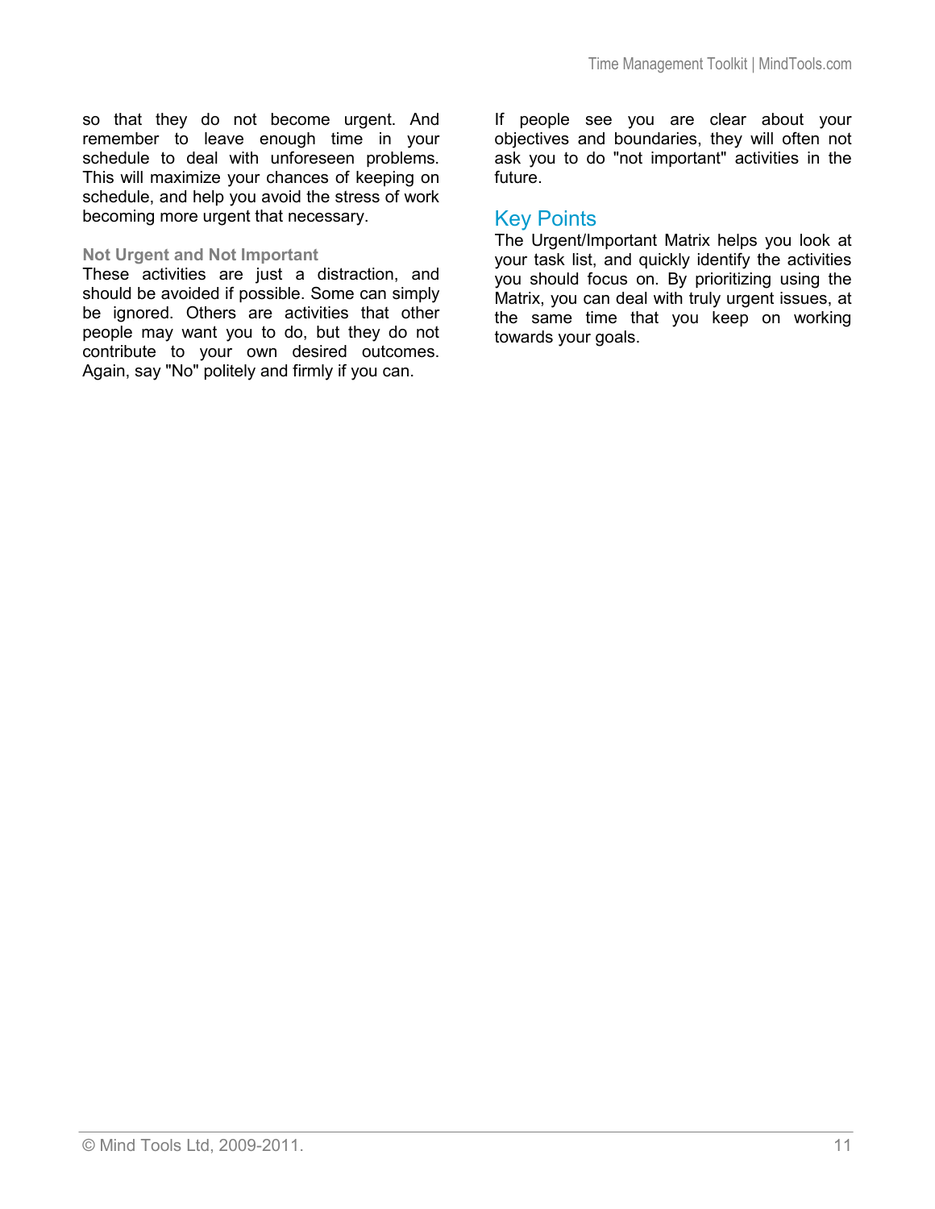so that they do not become urgent. And remember to leave enough time in your schedule to deal with unforeseen problems. This will maximize your chances of keeping on schedule, and help you avoid the stress of work becoming more urgent that necessary.

### Not Urgent and Not Important

These activities are just a distraction, and should be avoided if possible. Some can simply be ignored. Others are activities that other people may want you to do, but they do not contribute to your own desired outcomes. Again, say "No" politely and firmly if you can.

If people see you are clear about your objectives and boundaries, they will often not ask you to do "not important" activities in the future.

## Key Points

The Urgent/Important Matrix helps you look at your task list, and quickly identify the activities you should focus on. By prioritizing using the Matrix, you can deal with truly urgent issues, at the same time that you keep on working towards your goals.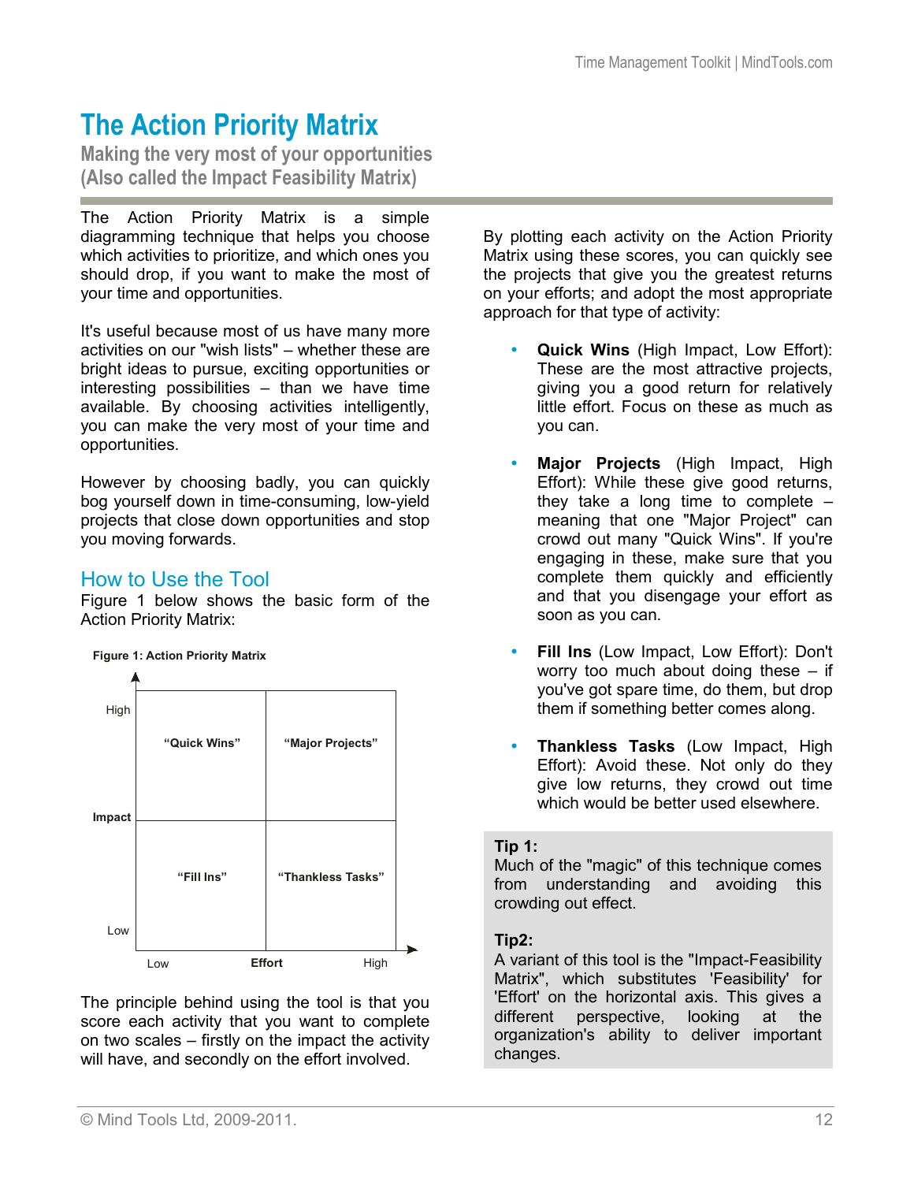# The Action Priority Matrix

## Making the very most of your opportunities (Also called the Impact Feasibility Matrix)

The Action Priority Matrix is a simple diagramming technique that helps you choose which activities to prioritize, and which ones you should drop, if you want to make the most of your time and opportunities.

It's useful because most of us have many more activities on our "wish lists" – whether these are bright ideas to pursue, exciting opportunities or interesting possibilities – than we have time available. By choosing activities intelligently, you can make the very most of your time and opportunities.

However by choosing badly, you can quickly bog yourself down in time-consuming, low-yield projects that close down opportunities and stop you moving forwards.

## How to Use the Tool

Figure 1 below shows the basic form of the Action Priority Matrix:

**Figure 1: Action Priority Matrix**

| Impact / Effort | Low Effort | High Effort |
| --- | --- | --- |
| High Impact | "Quick Wins" | "Major Projects" |
| Low Impact | "Fill Ins" | "Thankless Tasks" |

The principle behind using the tool is that you score each activity that you want to complete on two scales – firstly on the impact the activity will have, and secondly on the effort involved.

By plotting each activity on the Action Priority Matrix using these scores, you can quickly see the projects that give you the greatest returns on your efforts; and adopt the most appropriate approach for that type of activity:

- **Quick Wins** (High Impact, Low Effort): These are the most attractive projects, giving you a good return for relatively little effort. Focus on these as much as you can.
- **Major Projects** (High Impact, High Effort): While these give good returns, they take a long time to complete – meaning that one "Major Project" can crowd out many "Quick Wins". If you're engaging in these, make sure that you complete them quickly and efficiently and that you disengage your effort as soon as you can.
- **Fill Ins** (Low Impact, Low Effort): Don't worry too much about doing these – if you've got spare time, do them, but drop them if something better comes along.
- **Thankless Tasks** (Low Impact, High Effort): Avoid these. Not only do they give low returns, they crowd out time which would be better used elsewhere.

**Tip 1:**
Much of the "magic" of this technique comes from understanding and avoiding this crowding out effect.

**Tip2:**
A variant of this tool is the "Impact-Feasibility Matrix", which substitutes 'Feasibility' for 'Effort' on the horizontal axis. This gives a different perspective, looking at the organization's ability to deliver important changes.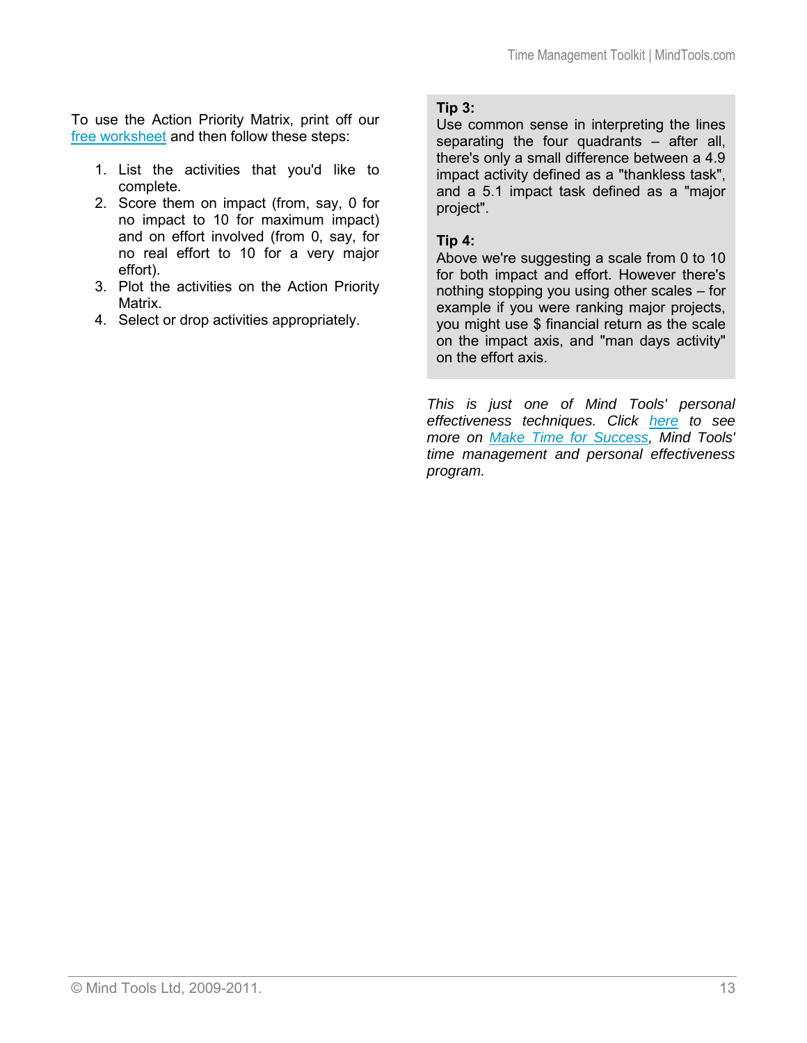To use the Action Priority Matrix, print off our [free worksheet](free worksheet) and then follow these steps:

1. List the activities that you'd like to complete.
2. Score them on impact (from, say, 0 for no impact to 10 for maximum impact) and on effort involved (from 0, say, for no real effort to 10 for a very major effort).
3. Plot the activities on the Action Priority Matrix.
4. Select or drop activities appropriately.

**Tip 3:**
Use common sense in interpreting the lines separating the four quadrants – after all, there's only a small difference between a 4.9 impact activity defined as a "thankless task", and a 5.1 impact task defined as a "major project".

**Tip 4:**
Above we're suggesting a scale from 0 to 10 for both impact and effort. However there's nothing stopping you using other scales – for example if you were ranking major projects, you might use $ financial return as the scale on the impact axis, and "man days activity" on the effort axis.

*This is just one of Mind Tools' personal effectiveness techniques. Click here to see more on Make Time for Success, Mind Tools' time management and personal effectiveness program.*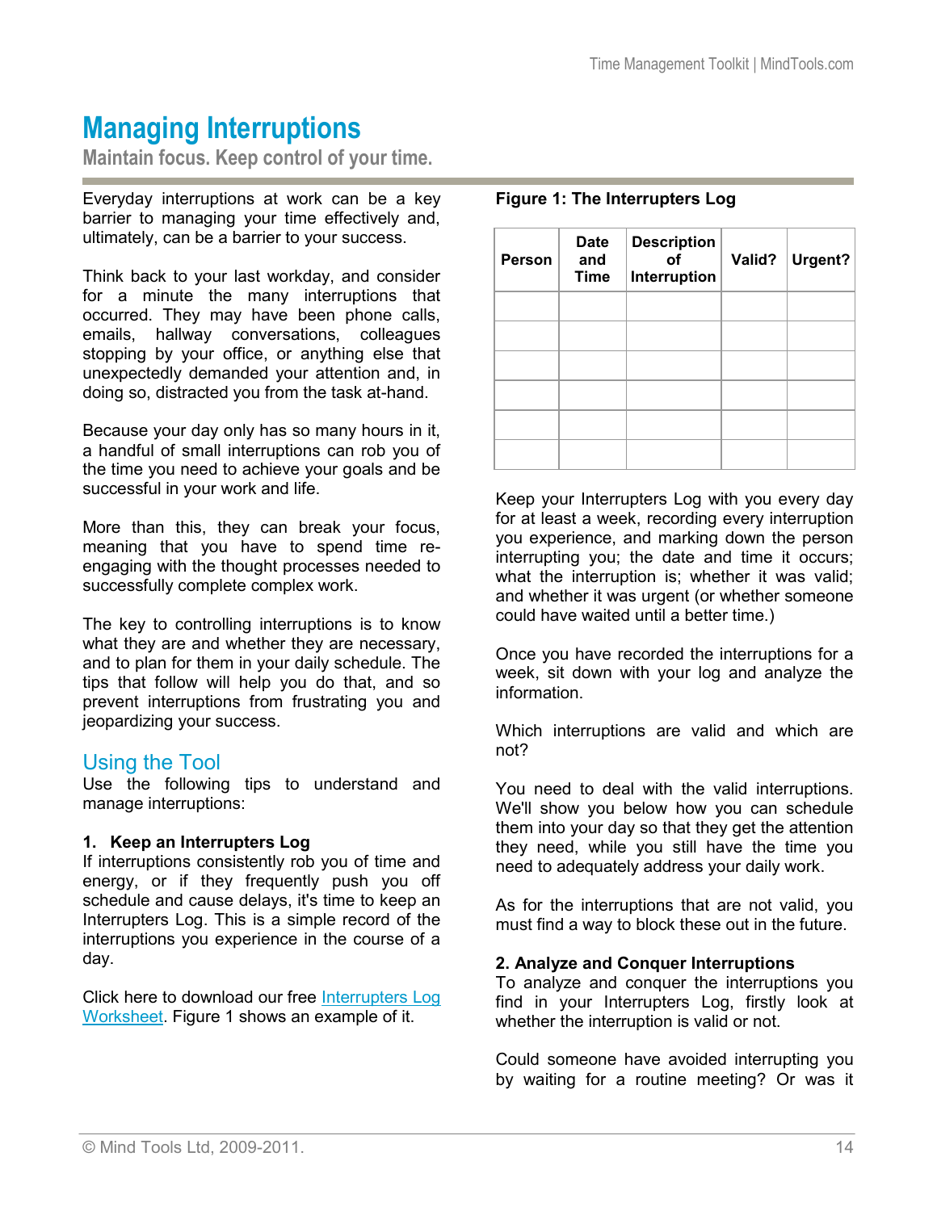# Managing Interruptions

**Maintain focus. Keep control of your time.**

Everyday interruptions at work can be a key barrier to managing your time effectively and, ultimately, can be a barrier to your success.

Think back to your last workday, and consider for a minute the many interruptions that occurred. They may have been phone calls, emails, hallway conversations, colleagues stopping by your office, or anything else that unexpectedly demanded your attention and, in doing so, distracted you from the task at-hand.

Because your day only has so many hours in it, a handful of small interruptions can rob you of the time you need to achieve your goals and be successful in your work and life.

More than this, they can break your focus, meaning that you have to spend time re-engaging with the thought processes needed to successfully complete complex work.

The key to controlling interruptions is to know what they are and whether they are necessary, and to plan for them in your daily schedule. The tips that follow will help you do that, and so prevent interruptions from frustrating you and jeopardizing your success.

## Using the Tool

Use the following tips to understand and manage interruptions:

### 1. Keep an Interrupters Log

If interruptions consistently rob you of time and energy, or if they frequently push you off schedule and cause delays, it's time to keep an Interrupters Log. This is a simple record of the interruptions you experience in the course of a day.

Click here to download our free Interrupters Log Worksheet. Figure 1 shows an example of it.

**Figure 1: The Interrupters Log**

| Person | Date and Time | Description of Interruption | Valid? | Urgent? |
|---|---|---|---|---|
| | | | | |
| | | | | |
| | | | | |
| | | | | |
| | | | | |
| | | | | |

Keep your Interrupters Log with you every day for at least a week, recording every interruption you experience, and marking down the person interrupting you; the date and time it occurs; what the interruption is; whether it was valid; and whether it was urgent (or whether someone could have waited until a better time.)

Once you have recorded the interruptions for a week, sit down with your log and analyze the information.

Which interruptions are valid and which are not?

You need to deal with the valid interruptions. We'll show you below how you can schedule them into your day so that they get the attention they need, while you still have the time you need to adequately address your daily work.

As for the interruptions that are not valid, you must find a way to block these out in the future.

### 2. Analyze and Conquer Interruptions

To analyze and conquer the interruptions you find in your Interrupters Log, firstly look at whether the interruption is valid or not.

Could someone have avoided interrupting you by waiting for a routine meeting? Or was it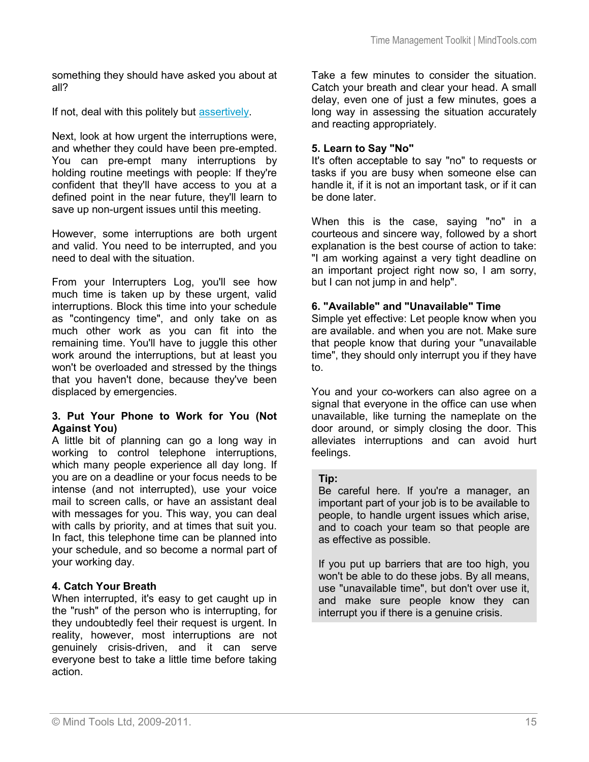something they should have asked you about at all?

If not, deal with this politely but assertively.

Next, look at how urgent the interruptions were, and whether they could have been pre-empted. You can pre-empt many interruptions by holding routine meetings with people: If they're confident that they'll have access to you at a defined point in the near future, they'll learn to save up non-urgent issues until this meeting.

However, some interruptions are both urgent and valid. You need to be interrupted, and you need to deal with the situation.

From your Interrupters Log, you'll see how much time is taken up by these urgent, valid interruptions. Block this time into your schedule as "contingency time", and only take on as much other work as you can fit into the remaining time. You'll have to juggle this other work around the interruptions, but at least you won't be overloaded and stressed by the things that you haven't done, because they've been displaced by emergencies.

**3. Put Your Phone to Work for You (Not Against You)**

A little bit of planning can go a long way in working to control telephone interruptions, which many people experience all day long. If you are on a deadline or your focus needs to be intense (and not interrupted), use your voice mail to screen calls, or have an assistant deal with messages for you. This way, you can deal with calls by priority, and at times that suit you. In fact, this telephone time can be planned into your schedule, and so become a normal part of your working day.

**4. Catch Your Breath**

When interrupted, it's easy to get caught up in the "rush" of the person who is interrupting, for they undoubtedly feel their request is urgent. In reality, however, most interruptions are not genuinely crisis-driven, and it can serve everyone best to take a little time before taking action.

Take a few minutes to consider the situation. Catch your breath and clear your head. A small delay, even one of just a few minutes, goes a long way in assessing the situation accurately and reacting appropriately.

**5. Learn to Say "No"**

It's often acceptable to say "no" to requests or tasks if you are busy when someone else can handle it, if it is not an important task, or if it can be done later.

When this is the case, saying "no" in a courteous and sincere way, followed by a short explanation is the best course of action to take: "I am working against a very tight deadline on an important project right now so, I am sorry, but I can not jump in and help".

**6. "Available" and "Unavailable" Time**

Simple yet effective: Let people know when you are available. and when you are not. Make sure that people know that during your "unavailable time", they should only interrupt you if they have to.

You and your co-workers can also agree on a signal that everyone in the office can use when unavailable, like turning the nameplate on the door around, or simply closing the door. This alleviates interruptions and can avoid hurt feelings.

> **Tip:**
> Be careful here. If you're a manager, an important part of your job is to be available to people, to handle urgent issues which arise, and to coach your team so that people are as effective as possible.
>
> If you put up barriers that are too high, you won't be able to do these jobs. By all means, use "unavailable time", but don't over use it, and make sure people know they can interrupt you if there is a genuine crisis.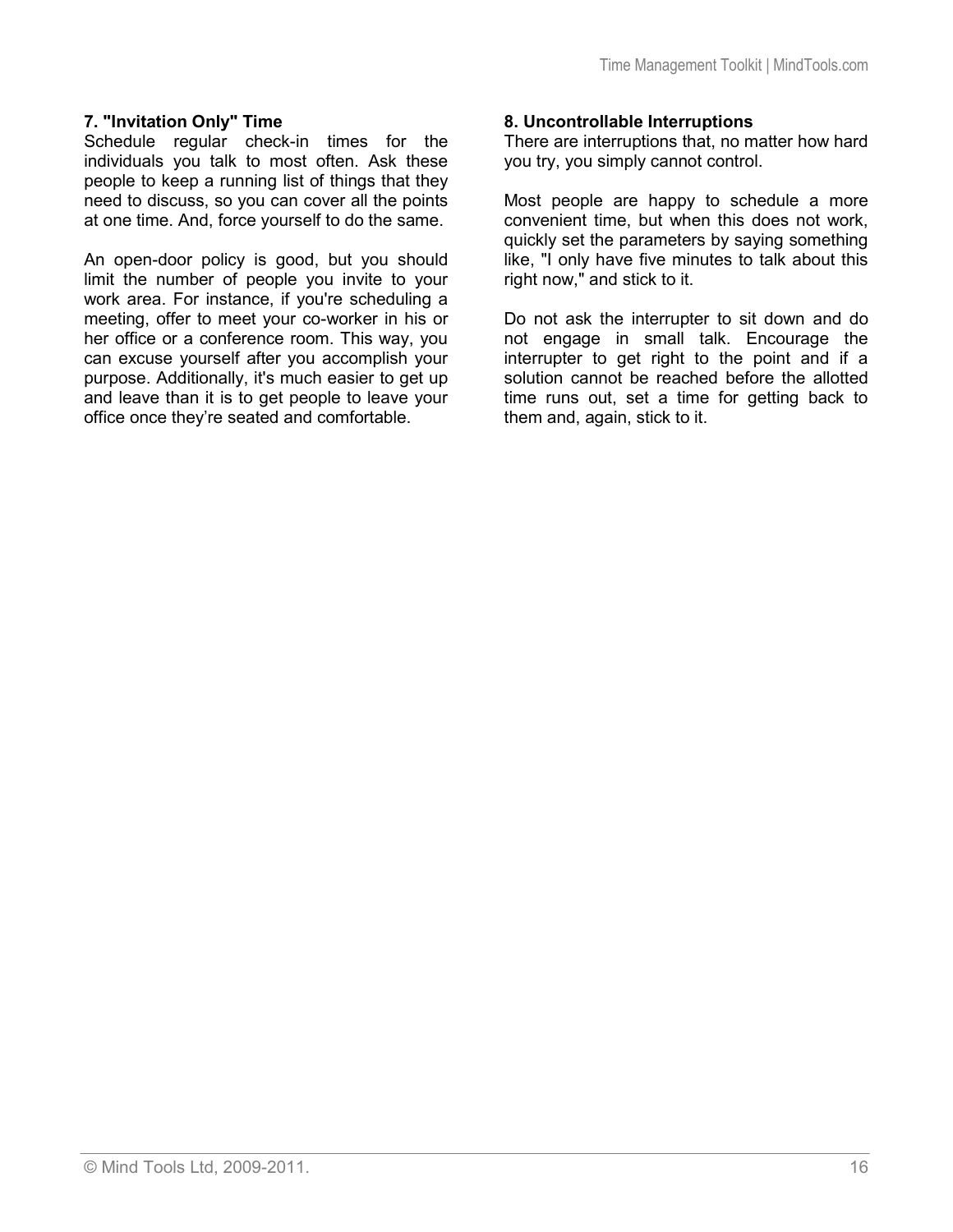**7. "Invitation Only" Time**

Schedule regular check-in times for the individuals you talk to most often. Ask these people to keep a running list of things that they need to discuss, so you can cover all the points at one time. And, force yourself to do the same.

An open-door policy is good, but you should limit the number of people you invite to your work area. For instance, if you're scheduling a meeting, offer to meet your co-worker in his or her office or a conference room. This way, you can excuse yourself after you accomplish your purpose. Additionally, it's much easier to get up and leave than it is to get people to leave your office once they're seated and comfortable.

**8. Uncontrollable Interruptions**

There are interruptions that, no matter how hard you try, you simply cannot control.

Most people are happy to schedule a more convenient time, but when this does not work, quickly set the parameters by saying something like, "I only have five minutes to talk about this right now," and stick to it.

Do not ask the interrupter to sit down and do not engage in small talk. Encourage the interrupter to get right to the point and if a solution cannot be reached before the allotted time runs out, set a time for getting back to them and, again, stick to it.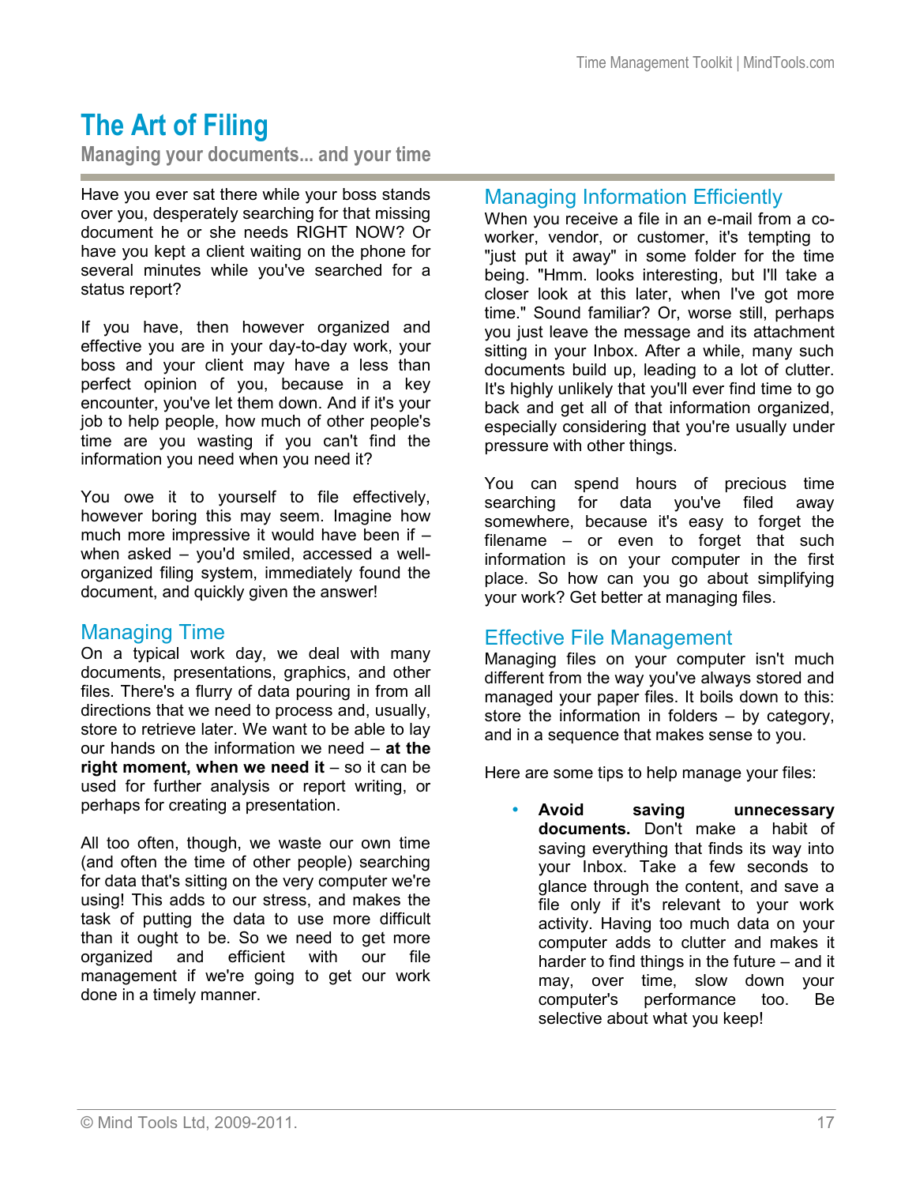# The Art of Filing

## Managing your documents... and your time

Have you ever sat there while your boss stands over you, desperately searching for that missing document he or she needs RIGHT NOW? Or have you kept a client waiting on the phone for several minutes while you've searched for a status report?

If you have, then however organized and effective you are in your day-to-day work, your boss and your client may have a less than perfect opinion of you, because in a key encounter, you've let them down. And if it's your job to help people, how much of other people's time are you wasting if you can't find the information you need when you need it?

You owe it to yourself to file effectively, however boring this may seem. Imagine how much more impressive it would have been if – when asked – you'd smiled, accessed a well-organized filing system, immediately found the document, and quickly given the answer!

### Managing Time

On a typical work day, we deal with many documents, presentations, graphics, and other files. There's a flurry of data pouring in from all directions that we need to process and, usually, store to retrieve later. We want to be able to lay our hands on the information we need – **at the right moment, when we need it** – so it can be used for further analysis or report writing, or perhaps for creating a presentation.

All too often, though, we waste our own time (and often the time of other people) searching for data that's sitting on the very computer we're using! This adds to our stress, and makes the task of putting the data to use more difficult than it ought to be. So we need to get more organized and efficient with our file management if we're going to get our work done in a timely manner.

### Managing Information Efficiently

When you receive a file in an e-mail from a co-worker, vendor, or customer, it's tempting to "just put it away" in some folder for the time being. "Hmm. looks interesting, but I'll take a closer look at this later, when I've got more time." Sound familiar? Or, worse still, perhaps you just leave the message and its attachment sitting in your Inbox. After a while, many such documents build up, leading to a lot of clutter. It's highly unlikely that you'll ever find time to go back and get all of that information organized, especially considering that you're usually under pressure with other things.

You can spend hours of precious time searching for data you've filed away somewhere, because it's easy to forget the filename – or even to forget that such information is on your computer in the first place. So how can you go about simplifying your work? Get better at managing files.

### Effective File Management

Managing files on your computer isn't much different from the way you've always stored and managed your paper files. It boils down to this: store the information in folders – by category, and in a sequence that makes sense to you.

Here are some tips to help manage your files:

- **Avoid saving unnecessary documents.** Don't make a habit of saving everything that finds its way into your Inbox. Take a few seconds to glance through the content, and save a file only if it's relevant to your work activity. Having too much data on your computer adds to clutter and makes it harder to find things in the future – and it may, over time, slow down your computer's performance too. Be selective about what you keep!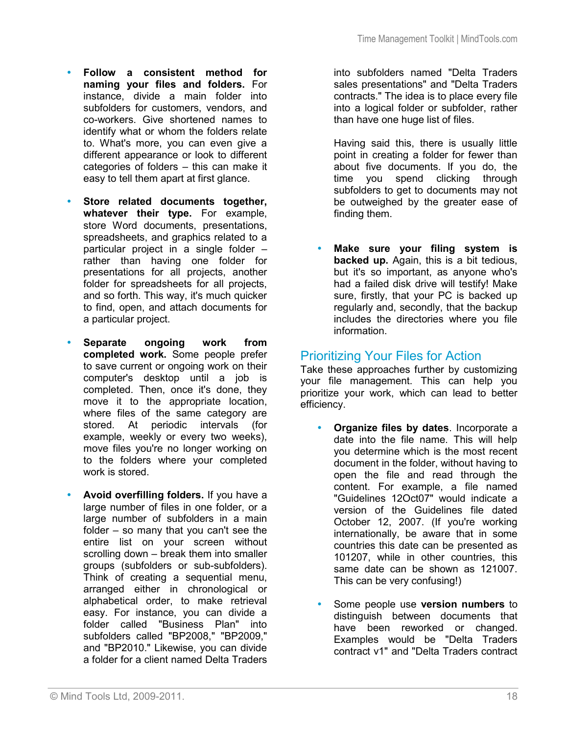- **Follow a consistent method for naming your files and folders.** For instance, divide a main folder into subfolders for customers, vendors, and co-workers. Give shortened names to identify what or whom the folders relate to. What's more, you can even give a different appearance or look to different categories of folders – this can make it easy to tell them apart at first glance.

- **Store related documents together, whatever their type.** For example, store Word documents, presentations, spreadsheets, and graphics related to a particular project in a single folder – rather than having one folder for presentations for all projects, another folder for spreadsheets for all projects, and so forth. This way, it's much quicker to find, open, and attach documents for a particular project.

- **Separate ongoing work from completed work.** Some people prefer to save current or ongoing work on their computer's desktop until a job is completed. Then, once it's done, they move it to the appropriate location, where files of the same category are stored. At periodic intervals (for example, weekly or every two weeks), move files you're no longer working on to the folders where your completed work is stored.

- **Avoid overfilling folders.** If you have a large number of files in one folder, or a large number of subfolders in a main folder – so many that you can't see the entire list on your screen without scrolling down – break them into smaller groups (subfolders or sub-subfolders). Think of creating a sequential menu, arranged either in chronological or alphabetical order, to make retrieval easy. For instance, you can divide a folder called "Business Plan" into subfolders called "BP2008," "BP2009," and "BP2010." Likewise, you can divide a folder for a client named Delta Traders into subfolders named "Delta Traders sales presentations" and "Delta Traders contracts." The idea is to place every file into a logical folder or subfolder, rather than have one huge list of files.

  Having said this, there is usually little point in creating a folder for fewer than about five documents. If you do, the time you spend clicking through subfolders to get to documents may not be outweighed by the greater ease of finding them.

- **Make sure your filing system is backed up.** Again, this is a bit tedious, but it's so important, as anyone who's had a failed disk drive will testify! Make sure, firstly, that your PC is backed up regularly and, secondly, that the backup includes the directories where you file information.

## Prioritizing Your Files for Action

Take these approaches further by customizing your file management. This can help you prioritize your work, which can lead to better efficiency.

- **Organize files by dates**. Incorporate a date into the file name. This will help you determine which is the most recent document in the folder, without having to open the file and read through the content. For example, a file named "Guidelines 12Oct07" would indicate a version of the Guidelines file dated October 12, 2007. (If you're working internationally, be aware that in some countries this date can be presented as 101207, while in other countries, this same date can be shown as 121007. This can be very confusing!)

- Some people use **version numbers** to distinguish between documents that have been reworked or changed. Examples would be "Delta Traders contract v1" and "Delta Traders contract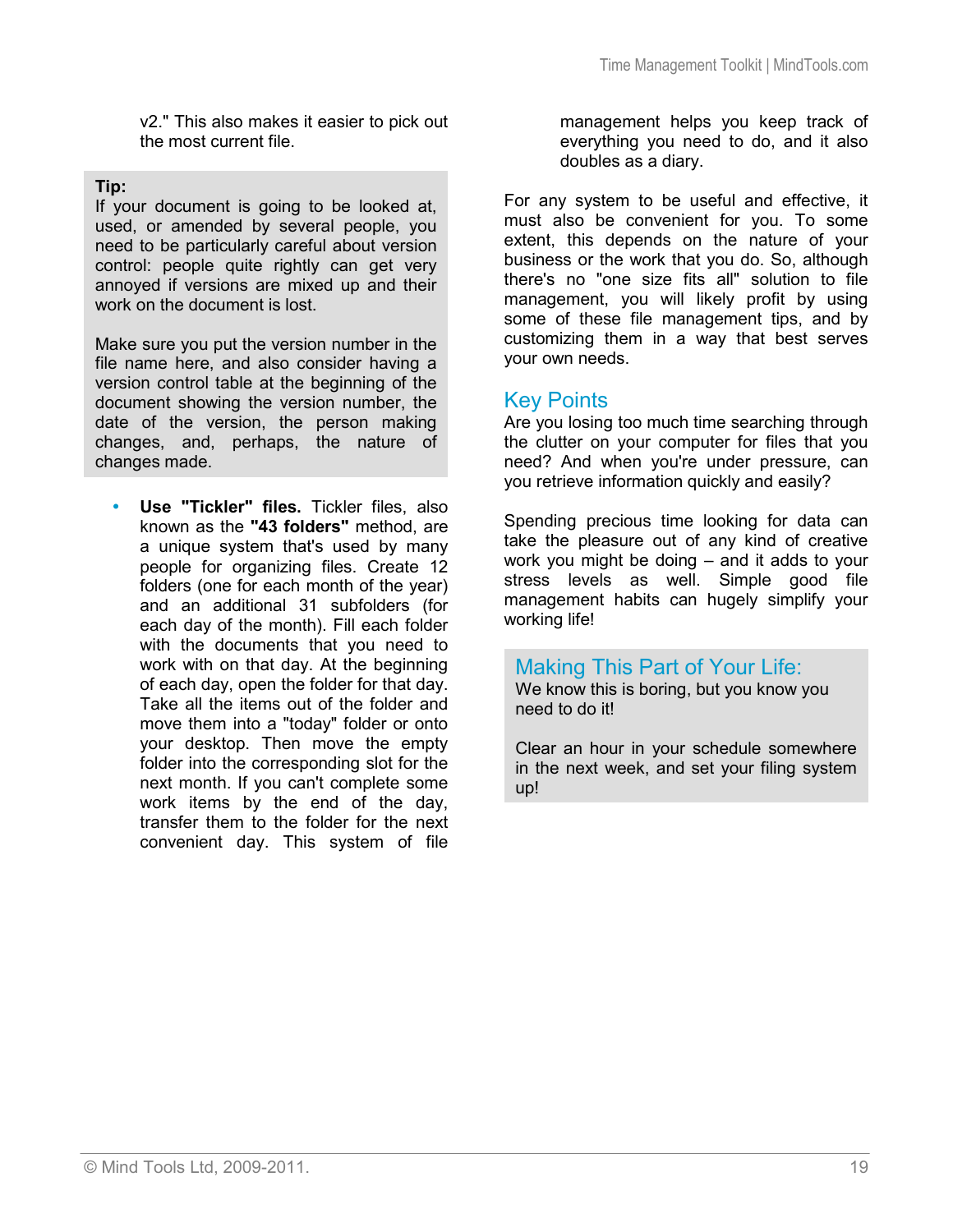v2." This also makes it easier to pick out the most current file.

**Tip:**
If your document is going to be looked at, used, or amended by several people, you need to be particularly careful about version control: people quite rightly can get very annoyed if versions are mixed up and their work on the document is lost.

Make sure you put the version number in the file name here, and also consider having a version control table at the beginning of the document showing the version number, the date of the version, the person making changes, and, perhaps, the nature of changes made.

- **Use "Tickler" files.** Tickler files, also known as the **"43 folders"** method, are a unique system that's used by many people for organizing files. Create 12 folders (one for each month of the year) and an additional 31 subfolders (for each day of the month). Fill each folder with the documents that you need to work with on that day. At the beginning of each day, open the folder for that day. Take all the items out of the folder and move them into a "today" folder or onto your desktop. Then move the empty folder into the corresponding slot for the next month. If you can't complete some work items by the end of the day, transfer them to the folder for the next convenient day. This system of file management helps you keep track of everything you need to do, and it also doubles as a diary.

For any system to be useful and effective, it must also be convenient for you. To some extent, this depends on the nature of your business or the work that you do. So, although there's no "one size fits all" solution to file management, you will likely profit by using some of these file management tips, and by customizing them in a way that best serves your own needs.

## Key Points

Are you losing too much time searching through the clutter on your computer for files that you need? And when you're under pressure, can you retrieve information quickly and easily?

Spending precious time looking for data can take the pleasure out of any kind of creative work you might be doing – and it adds to your stress levels as well. Simple good file management habits can hugely simplify your working life!

## Making This Part of Your Life:

We know this is boring, but you know you need to do it!

Clear an hour in your schedule somewhere in the next week, and set your filing system up!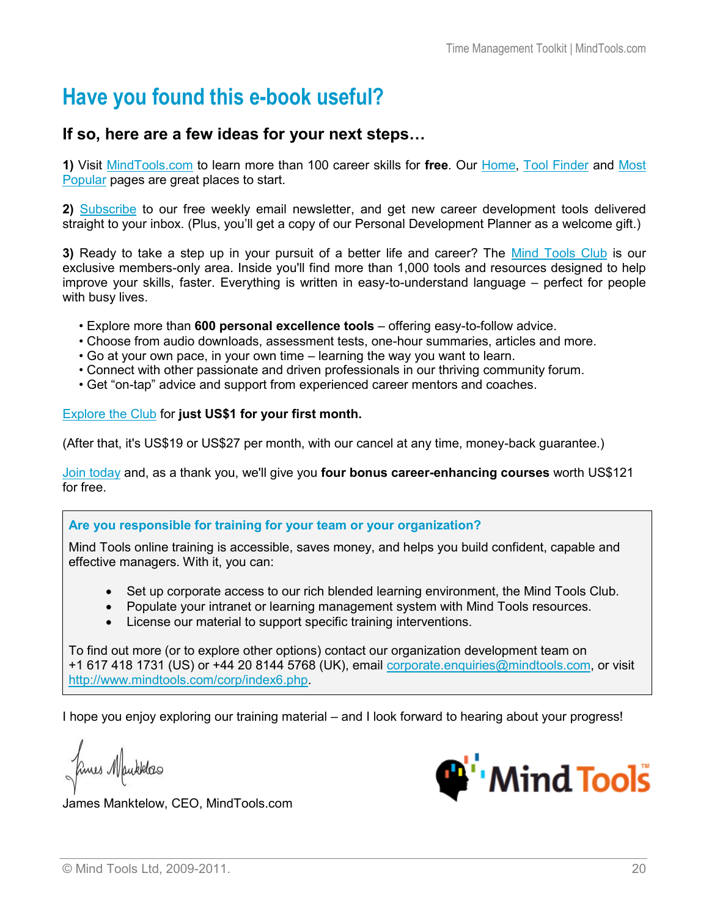# Have you found this e-book useful?

## If so, here are a few ideas for your next steps…

**1)** Visit MindTools.com to learn more than 100 career skills for **free**. Our Home, Tool Finder and Most Popular pages are great places to start.

**2)** Subscribe to our free weekly email newsletter, and get new career development tools delivered straight to your inbox. (Plus, you'll get a copy of our Personal Development Planner as a welcome gift.)

**3)** Ready to take a step up in your pursuit of a better life and career? The Mind Tools Club is our exclusive members-only area. Inside you'll find more than 1,000 tools and resources designed to help improve your skills, faster. Everything is written in easy-to-understand language – perfect for people with busy lives.

- Explore more than **600 personal excellence tools** – offering easy-to-follow advice.
- Choose from audio downloads, assessment tests, one-hour summaries, articles and more.
- Go at your own pace, in your own time – learning the way you want to learn.
- Connect with other passionate and driven professionals in our thriving community forum.
- Get "on-tap" advice and support from experienced career mentors and coaches.

Explore the Club for **just US$1 for your first month.**

(After that, it's US$19 or US$27 per month, with our cancel at any time, money-back guarantee.)

Join today and, as a thank you, we'll give you **four bonus career-enhancing courses** worth US$121 for free.

**Are you responsible for training for your team or your organization?**

Mind Tools online training is accessible, saves money, and helps you build confident, capable and effective managers. With it, you can:

- Set up corporate access to our rich blended learning environment, the Mind Tools Club.
- Populate your intranet or learning management system with Mind Tools resources.
- License our material to support specific training interventions.

To find out more (or to explore other options) contact our organization development team on +1 617 418 1731 (US) or +44 20 8144 5768 (UK), email corporate.enquiries@mindtools.com, or visit http://www.mindtools.com/corp/index6.php.

I hope you enjoy exploring our training material – and I look forward to hearing about your progress!

James Manktelow, CEO, MindTools.com

© Mind Tools Ltd, 2009-2011.